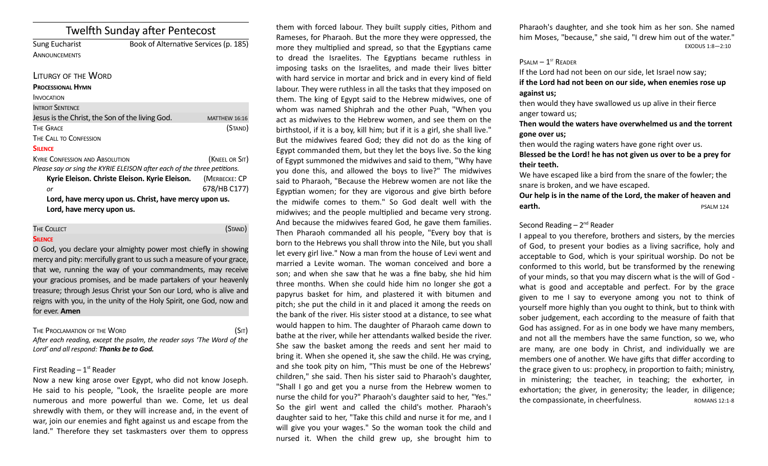# Twelfth Sunday after Pentecost

Sung Eucharist — Book of Alternative Services (p. 185)

ANNOUNCEMENTS

## LITURGY OF THE WORD

**PROCESSIONAL HYMN**

INVOCATION

INTROIT SENTENCE

Jesus is the Christ, the Son of the living God. — MATTHEW 16:16

THE GRACE (STAND)

THE CALL TO CONFESSION

**SILENCE**

KYRIE CONFESSION AND ABSOLUTION (KNEEL OR SIT)

*Please say or sing the KYRIE ELEISON after each of the three petitions.*

**Kyrie Eleison. Christe Eleison. Kyrie Eleison.** (MERBECKE: CP 678/HB C177)

*or*

**Lord, have mercy upon us. Christ, have mercy upon us. Lord, have mercy upon us.**

THE COLLECT (STAND)

**SILENCE**

O God, you declare your almighty power most chiefly in showing mercy and pity: mercifully grant to us such a measure of your grace, that we, running the way of your commandments, may receive your gracious promises, and be made partakers of your heavenly treasure; through Jesus Christ your Son our Lord, who is alive and reigns with you, in the unity of the Holy Spirit, one God, now and for ever. **Amen**

THE PROCLAMATION OF THE WORD (SIT)

*After each reading, except the psalm, the reader says 'The Word of the Lord' and all respond:* ***Thanks be to God.***

First Reading – 1st Reader

Now a new king arose over Egypt, who did not know Joseph. He said to his people, "Look, the Israelite people are more numerous and more powerful than we. Come, let us deal shrewdly with them, or they will increase and, in the event of war, join our enemies and fight against us and escape from the land." Therefore they set taskmasters over them to oppress them with forced labour. They built supply cities, Pithom and Rameses, for Pharaoh. But the more they were oppressed, the more they multiplied and spread, so that the Egyptians came to dread the Israelites. The Egyptians became ruthless in imposing tasks on the Israelites, and made their lives bitter with hard service in mortar and brick and in every kind of field labour. They were ruthless in all the tasks that they imposed on them. The king of Egypt said to the Hebrew midwives, one of whom was named Shiphrah and the other Puah, "When you act as midwives to the Hebrew women, and see them on the birthstool, if it is a boy, kill him; but if it is a girl, she shall live." But the midwives feared God; they did not do as the king of Egypt commanded them, but they let the boys live. So the king of Egypt summoned the midwives and said to them, "Why have you done this, and allowed the boys to live?" The midwives said to Pharaoh, "Because the Hebrew women are not like the Egyptian women; for they are vigorous and give birth before the midwife comes to them." So God dealt well with the midwives; and the people multiplied and became very strong. And because the midwives feared God, he gave them families. Then Pharaoh commanded all his people, "Every boy that is born to the Hebrews you shall throw into the Nile, but you shall let every girl live." Now a man from the house of Levi went and married a Levite woman. The woman conceived and bore a son; and when she saw that he was a fine baby, she hid him three months. When she could hide him no longer she got a papyrus basket for him, and plastered it with bitumen and pitch; she put the child in it and placed it among the reeds on the bank of the river. His sister stood at a distance, to see what would happen to him. The daughter of Pharaoh came down to bathe at the river, while her attendants walked beside the river. She saw the basket among the reeds and sent her maid to bring it. When she opened it, she saw the child. He was crying, and she took pity on him, "This must be one of the Hebrews' children," she said. Then his sister said to Pharaoh's daughter, "Shall I go and get you a nurse from the Hebrew women to nurse the child for you?" Pharaoh's daughter said to her, "Yes." So the girl went and called the child's mother. Pharaoh's daughter said to her, "Take this child and nurse it for me, and I will give you your wages." So the woman took the child and nursed it. When the child grew up, she brought him to Pharaoh's daughter, and she took him as her son. She named him Moses, "because," she said, "I drew him out of the water."

EXODUS 1:8—2:10

PSALM – 1ST READER

If the Lord had not been on our side, let Israel now say;

**if the Lord had not been on our side, when enemies rose up against us;**

then would they have swallowed us up alive in their fierce anger toward us;

**Then would the waters have overwhelmed us and the torrent gone over us;**

then would the raging waters have gone right over us.

**Blessed be the Lord! he has not given us over to be a prey for their teeth.**

We have escaped like a bird from the snare of the fowler; the snare is broken, and we have escaped.

**Our help is in the name of the Lord, the maker of heaven and earth.**

PSALM 124

Second Reading – 2nd Reader

I appeal to you therefore, brothers and sisters, by the mercies of God, to present your bodies as a living sacrifice, holy and acceptable to God, which is your spiritual worship. Do not be conformed to this world, but be transformed by the renewing of your minds, so that you may discern what is the will of God - what is good and acceptable and perfect. For by the grace given to me I say to everyone among you not to think of yourself more highly than you ought to think, but to think with sober judgement, each according to the measure of faith that God has assigned. For as in one body we have many members, and not all the members have the same function, so we, who are many, are one body in Christ, and individually we are members one of another. We have gifts that differ according to the grace given to us: prophecy, in proportion to faith; ministry, in ministering; the teacher, in teaching; the exhorter, in exhortation; the giver, in generosity; the leader, in diligence; the compassionate, in cheerfulness.

ROMANS 12:1-8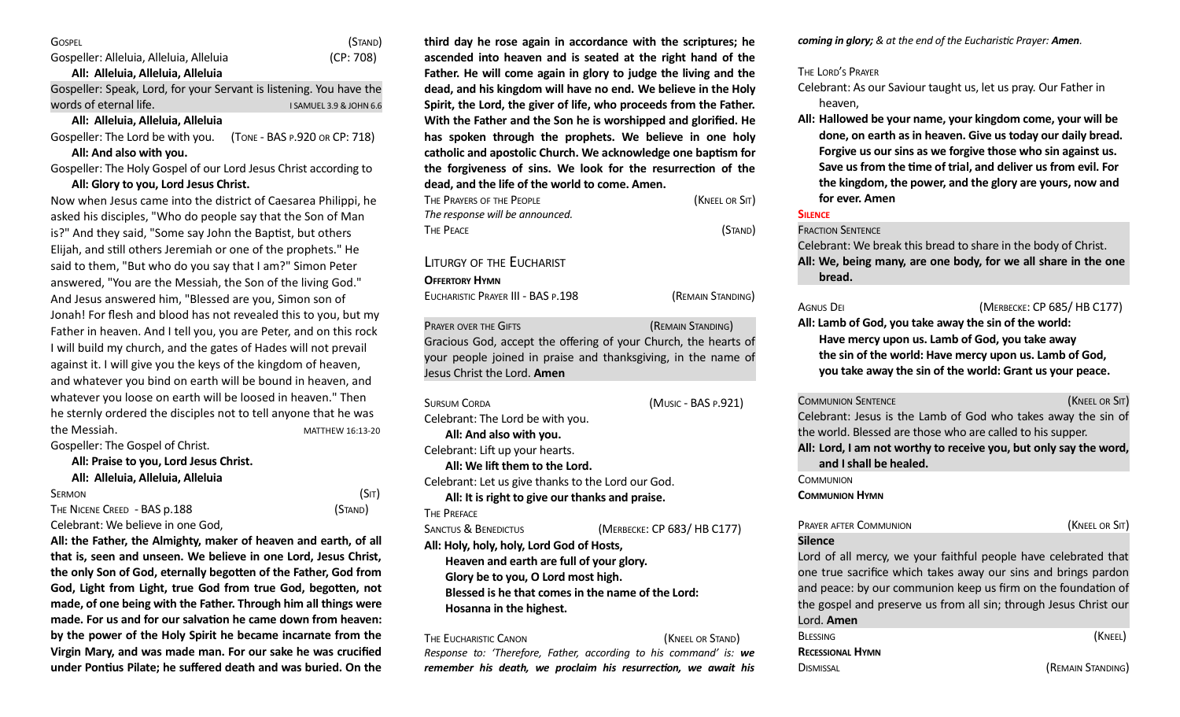GOSPEL (STAND)

Gospeller: Alleluia, Alleluia, Alleluia (CP: 708)

**All: Alleluia, Alleluia, Alleluia**

Gospeller: Speak, Lord, for your Servant is listening. You have the words of eternal life. I SAMUEL 3.9 & JOHN 6.6

**All: Alleluia, Alleluia, Alleluia**

Gospeller: The Lord be with you. (TONE - BAS P.920 OR CP: 718)

**All: And also with you.**

Gospeller: The Holy Gospel of our Lord Jesus Christ according to

**All: Glory to you, Lord Jesus Christ.**

Now when Jesus came into the district of Caesarea Philippi, he asked his disciples, "Who do people say that the Son of Man is?" And they said, "Some say John the Baptist, but others Elijah, and still others Jeremiah or one of the prophets." He said to them, "But who do you say that I am?" Simon Peter answered, "You are the Messiah, the Son of the living God." And Jesus answered him, "Blessed are you, Simon son of Jonah! For flesh and blood has not revealed this to you, but my Father in heaven. And I tell you, you are Peter, and on this rock I will build my church, and the gates of Hades will not prevail against it. I will give you the keys of the kingdom of heaven, and whatever you bind on earth will be bound in heaven, and whatever you loose on earth will be loosed in heaven." Then he sternly ordered the disciples not to tell anyone that he was the Messiah. MATTHEW 16:13-20

Gospeller: The Gospel of Christ.

**All: Praise to you, Lord Jesus Christ.**

**All: Alleluia, Alleluia, Alleluia**

SERMON (SIT)

THE NICENE CREED - BAS P.188 (STAND)

Celebrant: We believe in one God,

**All: the Father, the Almighty, maker of heaven and earth, of all that is, seen and unseen. We believe in one Lord, Jesus Christ, the only Son of God, eternally begotten of the Father, God from God, Light from Light, true God from true God, begotten, not made, of one being with the Father. Through him all things were made. For us and for our salvation he came down from heaven: by the power of the Holy Spirit he became incarnate from the Virgin Mary, and was made man. For our sake he was crucified under Pontius Pilate; he suffered death and was buried. On the third day he rose again in accordance with the scriptures; he ascended into heaven and is seated at the right hand of the Father. He will come again in glory to judge the living and the dead, and his kingdom will have no end. We believe in the Holy Spirit, the Lord, the giver of life, who proceeds from the Father. With the Father and the Son he is worshipped and glorified. He has spoken through the prophets. We believe in one holy catholic and apostolic Church. We acknowledge one baptism for the forgiveness of sins. We look for the resurrection of the dead, and the life of the world to come. Amen.**

THE PRAYERS OF THE PEOPLE (KNEEL OR SIT)

*The response will be announced.*

THE PEACE (STAND)

## LITURGY OF THE EUCHARIST

**OFFERTORY HYMN**

EUCHARISTIC PRAYER III - BAS P.198 (REMAIN STANDING)

PRAYER OVER THE GIFTS (REMAIN STANDING)

Gracious God, accept the offering of your Church, the hearts of your people joined in praise and thanksgiving, in the name of Jesus Christ the Lord. **Amen**

SURSUM CORDA (MUSIC - BAS P.921)

Celebrant: The Lord be with you.

**All: And also with you.**

Celebrant: Lift up your hearts.

**All: We lift them to the Lord.**

Celebrant: Let us give thanks to the Lord our God.

**All: It is right to give our thanks and praise.**

THE PREFACE

SANCTUS & BENEDICTUS (MERBECKE: CP 683/ HB C177)

**All: Holy, holy, holy, Lord God of Hosts,**
**Heaven and earth are full of your glory.**
**Glory be to you, O Lord most high.**
**Blessed is he that comes in the name of the Lord:**
**Hosanna in the highest.**

THE EUCHARISTIC CANON (KNEEL OR STAND)

*Response to: 'Therefore, Father, according to his command' is:* ***we remember his death, we proclaim his resurrection, we await his coming in glory;*** *& at the end of the Eucharistic Prayer:* ***Amen****.*

THE LORD'S PRAYER

Celebrant: As our Saviour taught us, let us pray. Our Father in heaven,

**All: Hallowed be your name, your kingdom come, your will be done, on earth as in heaven. Give us today our daily bread. Forgive us our sins as we forgive those who sin against us. Save us from the time of trial, and deliver us from evil. For the kingdom, the power, and the glory are yours, now and for ever. Amen**

**SILENCE**

FRACTION SENTENCE

Celebrant: We break this bread to share in the body of Christ.

**All: We, being many, are one body, for we all share in the one bread.**

AGNUS DEI (MERBECKE: CP 685/ HB C177)

**All: Lamb of God, you take away the sin of the world:**
**Have mercy upon us. Lamb of God, you take away**
**the sin of the world: Have mercy upon us. Lamb of God,**
**you take away the sin of the world: Grant us your peace.**

COMMUNION SENTENCE (KNEEL OR SIT)

Celebrant: Jesus is the Lamb of God who takes away the sin of the world. Blessed are those who are called to his supper.

**All: Lord, I am not worthy to receive you, but only say the word, and I shall be healed.**

COMMUNION

**COMMUNION HYMN**

PRAYER AFTER COMMUNION (KNEEL OR SIT)

**Silence**

Lord of all mercy, we your faithful people have celebrated that one true sacrifice which takes away our sins and brings pardon and peace: by our communion keep us firm on the foundation of the gospel and preserve us from all sin; through Jesus Christ our Lord. **Amen**

BLESSING (KNEEL)

**RECESSIONAL HYMN**

DISMISSAL (REMAIN STANDING)